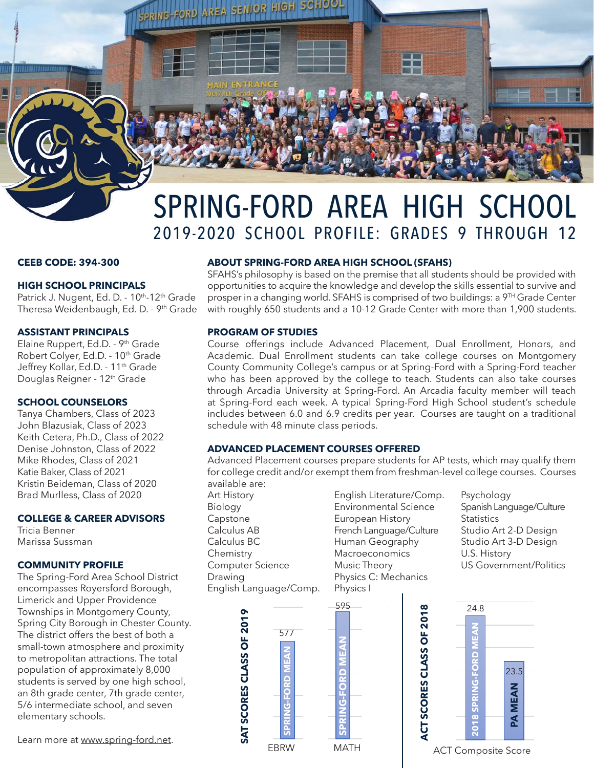# SPRING-FORD AREA HIGH SCHOOL

## 2019-2020 SCHOOL PROFILE: GRADES 9 THROUGH 12

**CEEB CODE: 394-300**

**HIGH SCHOOL PRINCIPALS**

Patrick J. Nugent, Ed. D. - 10th-12th Grade
Theresa Weidenbaugh, Ed. D. - 9th Grade

**ASSISTANT PRINCIPALS**

Elaine Ruppert, Ed.D. - 9th Grade
Robert Colyer, Ed.D. - 10th Grade
Jeffrey Kollar, Ed.D. - 11th Grade
Douglas Reigner - 12th Grade

**SCHOOL COUNSELORS**

Tanya Chambers, Class of 2023
John Blazusiak, Class of 2023
Keith Cetera, Ph.D., Class of 2022
Denise Johnston, Class of 2022
Mike Rhodes, Class of 2021
Katie Baker, Class of 2021
Kristin Beideman, Class of 2020
Brad Murlless, Class of 2020

**COLLEGE & CAREER ADVISORS**

Tricia Benner
Marissa Sussman

**COMMUNITY PROFILE**

The Spring-Ford Area School District encompasses Royersford Borough, Limerick and Upper Providence Townships in Montgomery County, Spring City Borough in Chester County. The district offers the best of both a small-town atmosphere and proximity to metropolitan attractions. The total population of approximately 8,000 students is served by one high school, an 8th grade center, 7th grade center, 5/6 intermediate school, and seven elementary schools.

Learn more at www.spring-ford.net.

**ABOUT SPRING-FORD AREA HIGH SCHOOL (SFAHS)**

SFAHS's philosophy is based on the premise that all students should be provided with opportunities to acquire the knowledge and develop the skills essential to survive and prosper in a changing world. SFAHS is comprised of two buildings: a 9TH Grade Center with roughly 650 students and a 10-12 Grade Center with more than 1,900 students.

**PROGRAM OF STUDIES**

Course offerings include Advanced Placement, Dual Enrollment, Honors, and Academic. Dual Enrollment students can take college courses on Montgomery County Community College's campus or at Spring-Ford with a Spring-Ford teacher who has been approved by the college to teach. Students can also take courses through Arcadia University at Spring-Ford. An Arcadia faculty member will teach at Spring-Ford each week. A typical Spring-Ford High School student's schedule includes between 6.0 and 6.9 credits per year. Courses are taught on a traditional schedule with 48 minute class periods.

**ADVANCED PLACEMENT COURSES OFFERED**

Advanced Placement courses prepare students for AP tests, which may qualify them for college credit and/or exempt them from freshman-level college courses. Courses available are:

- Art History
- Biology
- Capstone
- Calculus AB
- Calculus BC
- Chemistry
- Computer Science
- Drawing
- English Language/Comp.
- English Literature/Comp.
- Environmental Science
- European History
- French Language/Culture
- Human Geography
- Macroeconomics
- Music Theory
- Physics C: Mechanics
- Physics I
- Psychology
- Spanish Language/Culture
- Statistics
- Studio Art 2-D Design
- Studio Art 3-D Design
- U.S. History
- US Government/Politics

**SAT SCORES CLASS OF 2019**

| | Spring-Ford Mean |
|---|---|
| EBRW | 577 |
| MATH | 595 |

**ACT SCORES CLASS OF 2018**

| ACT Composite Score | |
|---|---|
| 2018 Spring-Ford Mean | 24.8 |
| PA Mean | 23.5 |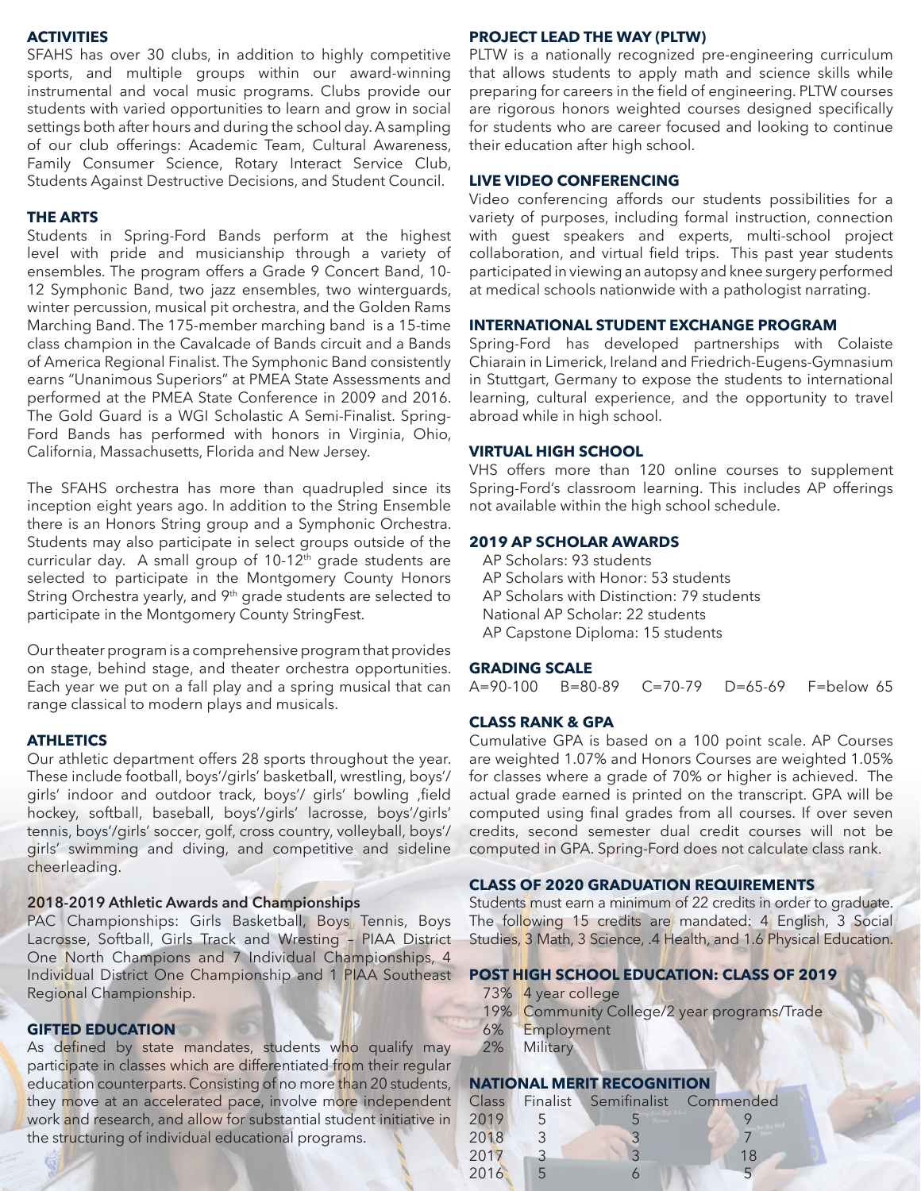## ACTIVITIES

SFAHS has over 30 clubs, in addition to highly competitive sports, and multiple groups within our award-winning instrumental and vocal music programs. Clubs provide our students with varied opportunities to learn and grow in social settings both after hours and during the school day. A sampling of our club offerings: Academic Team, Cultural Awareness, Family Consumer Science, Rotary Interact Service Club, Students Against Destructive Decisions, and Student Council.

## THE ARTS

Students in Spring-Ford Bands perform at the highest level with pride and musicianship through a variety of ensembles. The program offers a Grade 9 Concert Band, 10-12 Symphonic Band, two jazz ensembles, two winterguards, winter percussion, musical pit orchestra, and the Golden Rams Marching Band. The 175-member marching band is a 15-time class champion in the Cavalcade of Bands circuit and a Bands of America Regional Finalist. The Symphonic Band consistently earns "Unanimous Superiors" at PMEA State Assessments and performed at the PMEA State Conference in 2009 and 2016. The Gold Guard is a WGI Scholastic A Semi-Finalist. Spring-Ford Bands has performed with honors in Virginia, Ohio, California, Massachusetts, Florida and New Jersey.

The SFAHS orchestra has more than quadrupled since its inception eight years ago. In addition to the String Ensemble there is an Honors String group and a Symphonic Orchestra. Students may also participate in select groups outside of the curricular day. A small group of 10-12th grade students are selected to participate in the Montgomery County Honors String Orchestra yearly, and 9th grade students are selected to participate in the Montgomery County StringFest.

Our theater program is a comprehensive program that provides on stage, behind stage, and theater orchestra opportunities. Each year we put on a fall play and a spring musical that can range classical to modern plays and musicals.

## ATHLETICS

Our athletic department offers 28 sports throughout the year. These include football, boys'/girls' basketball, wrestling, boys'/girls' indoor and outdoor track, boys'/ girls' bowling ,field hockey, softball, baseball, boys'/girls' lacrosse, boys'/girls' tennis, boys'/girls' soccer, golf, cross country, volleyball, boys'/girls' swimming and diving, and competitive and sideline cheerleading.

### 2018-2019 Athletic Awards and Championships

PAC Championships: Girls Basketball, Boys Tennis, Boys Lacrosse, Softball, Girls Track and Wresting – PIAA District One North Champions and 7 Individual Championships, 4 Individual District One Championship and 1 PIAA Southeast Regional Championship.

## GIFTED EDUCATION

As defined by state mandates, students who qualify may participate in classes which are differentiated from their regular education counterparts. Consisting of no more than 20 students, they move at an accelerated pace, involve more independent work and research, and allow for substantial student initiative in the structuring of individual educational programs.

## PROJECT LEAD THE WAY (PLTW)

PLTW is a nationally recognized pre-engineering curriculum that allows students to apply math and science skills while preparing for careers in the field of engineering. PLTW courses are rigorous honors weighted courses designed specifically for students who are career focused and looking to continue their education after high school.

## LIVE VIDEO CONFERENCING

Video conferencing affords our students possibilities for a variety of purposes, including formal instruction, connection with guest speakers and experts, multi-school project collaboration, and virtual field trips. This past year students participated in viewing an autopsy and knee surgery performed at medical schools nationwide with a pathologist narrating.

## INTERNATIONAL STUDENT EXCHANGE PROGRAM

Spring-Ford has developed partnerships with Colaiste Chiarain in Limerick, Ireland and Friedrich-Eugens-Gymnasium in Stuttgart, Germany to expose the students to international learning, cultural experience, and the opportunity to travel abroad while in high school.

## VIRTUAL HIGH SCHOOL

VHS offers more than 120 online courses to supplement Spring-Ford's classroom learning. This includes AP offerings not available within the high school schedule.

## 2019 AP SCHOLAR AWARDS

AP Scholars: 93 students
AP Scholars with Honor: 53 students
AP Scholars with Distinction: 79 students
National AP Scholar: 22 students
AP Capstone Diploma: 15 students

## GRADING SCALE

A=90-100 B=80-89 C=70-79 D=65-69 F=below 65

## CLASS RANK & GPA

Cumulative GPA is based on a 100 point scale. AP Courses are weighted 1.07% and Honors Courses are weighted 1.05% for classes where a grade of 70% or higher is achieved. The actual grade earned is printed on the transcript. GPA will be computed using final grades from all courses. If over seven credits, second semester dual credit courses will not be computed in GPA. Spring-Ford does not calculate class rank.

## CLASS OF 2020 GRADUATION REQUIREMENTS

Students must earn a minimum of 22 credits in order to graduate. The following 15 credits are mandated: 4 English, 3 Social Studies, 3 Math, 3 Science, .4 Health, and 1.6 Physical Education.

## POST HIGH SCHOOL EDUCATION: CLASS OF 2019

73% 4 year college
19% Community College/2 year programs/Trade
6% Employment
2% Military

## NATIONAL MERIT RECOGNITION

| Class | Finalist | Semifinalist | Commended |
|---|---|---|---|
| 2019 | 5 | 5 | 9 |
| 2018 | 3 | 3 | 7 |
| 2017 | 3 | 3 | 18 |
| 2016 | 5 | 6 | 5 |